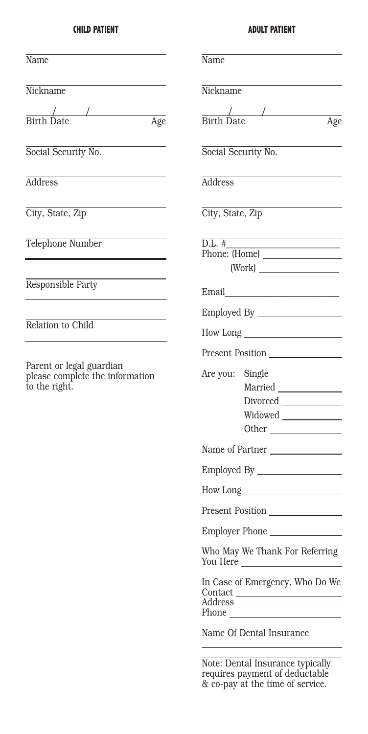## CHILD PATIENT

Name

Nickname

\_\_\_\_/\_\_\_\_/\_\_\_\_
Birth Date Age

Social Security No.

Address

City, State, Zip

Telephone Number

Responsible Party

Relation to Child

Parent or legal guardian please complete the information to the right.

## ADULT PATIENT

Name

Nickname

\_\_\_\_/\_\_\_\_/\_\_\_\_
Birth Date Age

Social Security No.

Address

City, State, Zip

D.L. # \_\_\_\_\_\_\_\_\_\_\_\_\_\_\_\_\_\_\_\_

Phone: (Home) \_\_\_\_\_\_\_\_\_\_\_\_\_\_\_\_

(Work) \_\_\_\_\_\_\_\_\_\_\_\_\_\_\_\_

Email \_\_\_\_\_\_\_\_\_\_\_\_\_\_\_\_\_\_\_\_

Employed By \_\_\_\_\_\_\_\_\_\_\_\_\_\_\_\_

How Long \_\_\_\_\_\_\_\_\_\_\_\_\_\_\_\_

Present Position \_\_\_\_\_\_\_\_\_\_\_\_\_\_\_\_

Are you:
- Single \_\_\_\_\_\_\_\_\_\_\_\_
- Married \_\_\_\_\_\_\_\_\_\_\_\_
- Divorced \_\_\_\_\_\_\_\_\_\_\_\_
- Widowed \_\_\_\_\_\_\_\_\_\_\_\_
- Other \_\_\_\_\_\_\_\_\_\_\_\_

Name of Partner \_\_\_\_\_\_\_\_\_\_\_\_\_\_\_\_

Employed By \_\_\_\_\_\_\_\_\_\_\_\_\_\_\_\_

How Long \_\_\_\_\_\_\_\_\_\_\_\_\_\_\_\_

Present Position \_\_\_\_\_\_\_\_\_\_\_\_\_\_\_\_

Employer Phone \_\_\_\_\_\_\_\_\_\_\_\_\_\_\_\_

Who May We Thank For Referring You Here \_\_\_\_\_\_\_\_\_\_\_\_\_\_\_\_

In Case of Emergency, Who Do We Contact \_\_\_\_\_\_\_\_\_\_\_\_\_\_\_\_
Address \_\_\_\_\_\_\_\_\_\_\_\_\_\_\_\_
Phone \_\_\_\_\_\_\_\_\_\_\_\_\_\_\_\_

Name Of Dental Insurance

Note: Dental Insurance typically requires payment of deductable & co-pay at the time of service.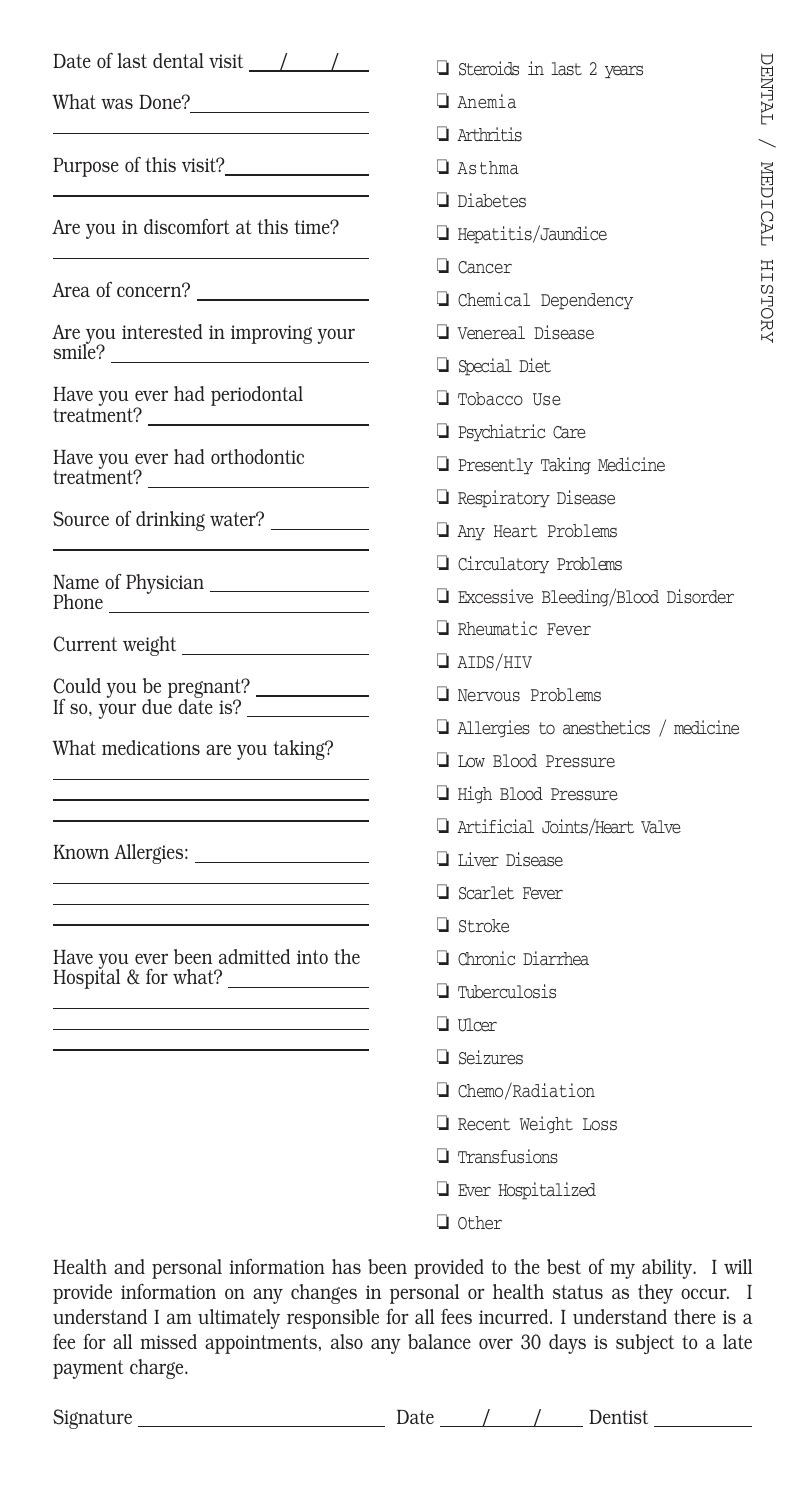# DENTAL / MEDICAL HISTORY

Date of last dental visit ___/___/___

What was Done? ____________________

Purpose of this visit? ____________________

Are you in discomfort at this time? ____________________

Area of concern? ____________________

Are you interested in improving your smile? ____________________

Have you ever had periodontal treatment? ____________________

Have you ever had orthodontic treatment? ____________________

Source of drinking water? ____________________

Name of Physician ____________________
Phone ____________________

Current weight ____________________

Could you be pregnant? ____________________
If so, your due date is? ____________________

What medications are you taking?

____________________

Known Allergies: ____________________

____________________

Have you ever been admitted into the Hospital & for what? ____________________

____________________

- ❏ Steroids in last 2 years
- ❏ Anemia
- ❏ Arthritis
- ❏ Asthma
- ❏ Diabetes
- ❏ Hepatitis/Jaundice
- ❏ Cancer
- ❏ Chemical Dependency
- ❏ Venereal Disease
- ❏ Special Diet
- ❏ Tobacco Use
- ❏ Psychiatric Care
- ❏ Presently Taking Medicine
- ❏ Respiratory Disease
- ❏ Any Heart Problems
- ❏ Circulatory Problems
- ❏ Excessive Bleeding/Blood Disorder
- ❏ Rheumatic Fever
- ❏ AIDS/HIV
- ❏ Nervous Problems
- ❏ Allergies to anesthetics / medicine
- ❏ Low Blood Pressure
- ❏ High Blood Pressure
- ❏ Artificial Joints/Heart Valve
- ❏ Liver Disease
- ❏ Scarlet Fever
- ❏ Stroke
- ❏ Chronic Diarrhea
- ❏ Tuberculosis
- ❏ Ulcer
- ❏ Seizures
- ❏ Chemo/Radiation
- ❏ Recent Weight Loss
- ❏ Transfusions
- ❏ Ever Hospitalized
- ❏ Other

Health and personal information has been provided to the best of my ability. I will provide information on any changes in personal or health status as they occur. I understand I am ultimately responsible for all fees incurred. I understand there is a fee for all missed appointments, also any balance over 30 days is subject to a late payment charge.

Signature ____________________ Date ___/___/___ Dentist __________